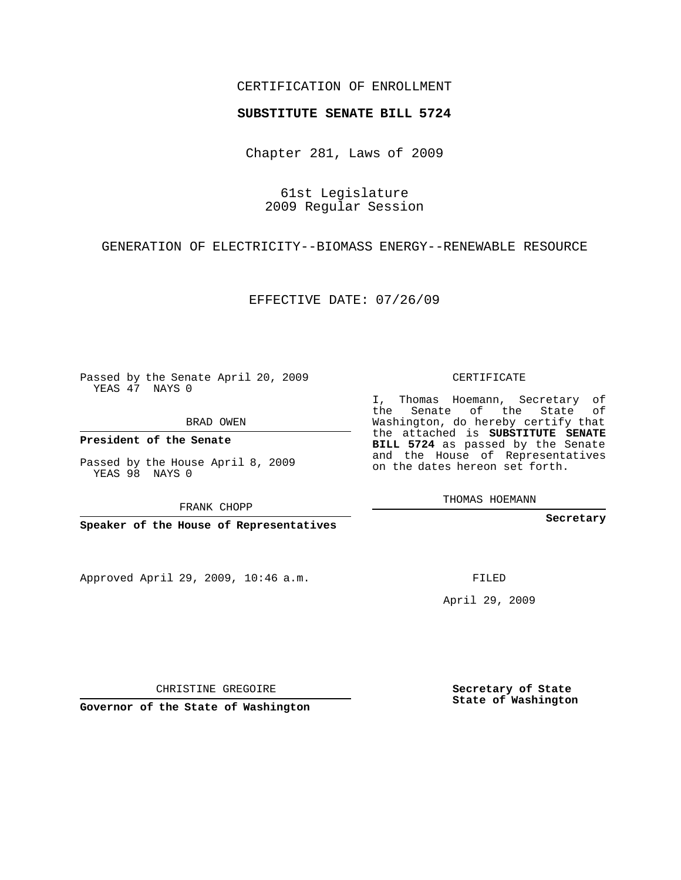CERTIFICATION OF ENROLLMENT

**SUBSTITUTE SENATE BILL 5724**

Chapter 281, Laws of 2009

61st Legislature
2009 Regular Session

GENERATION OF ELECTRICITY--BIOMASS ENERGY--RENEWABLE RESOURCE

EFFECTIVE DATE: 07/26/09

Passed by the Senate April 20, 2009
YEAS 47 NAYS 0

BRAD OWEN

**President of the Senate**

Passed by the House April 8, 2009
YEAS 98 NAYS 0

FRANK CHOPP

**Speaker of the House of Representatives**

Approved April 29, 2009, 10:46 a.m.

CHRISTINE GREGOIRE

**Governor of the State of Washington**

CERTIFICATE

I, Thomas Hoemann, Secretary of the Senate of the State of Washington, do hereby certify that the attached is **SUBSTITUTE SENATE BILL 5724** as passed by the Senate and the House of Representatives on the dates hereon set forth.

THOMAS HOEMANN

**Secretary**

FILED

April 29, 2009

**Secretary of State**
**State of Washington**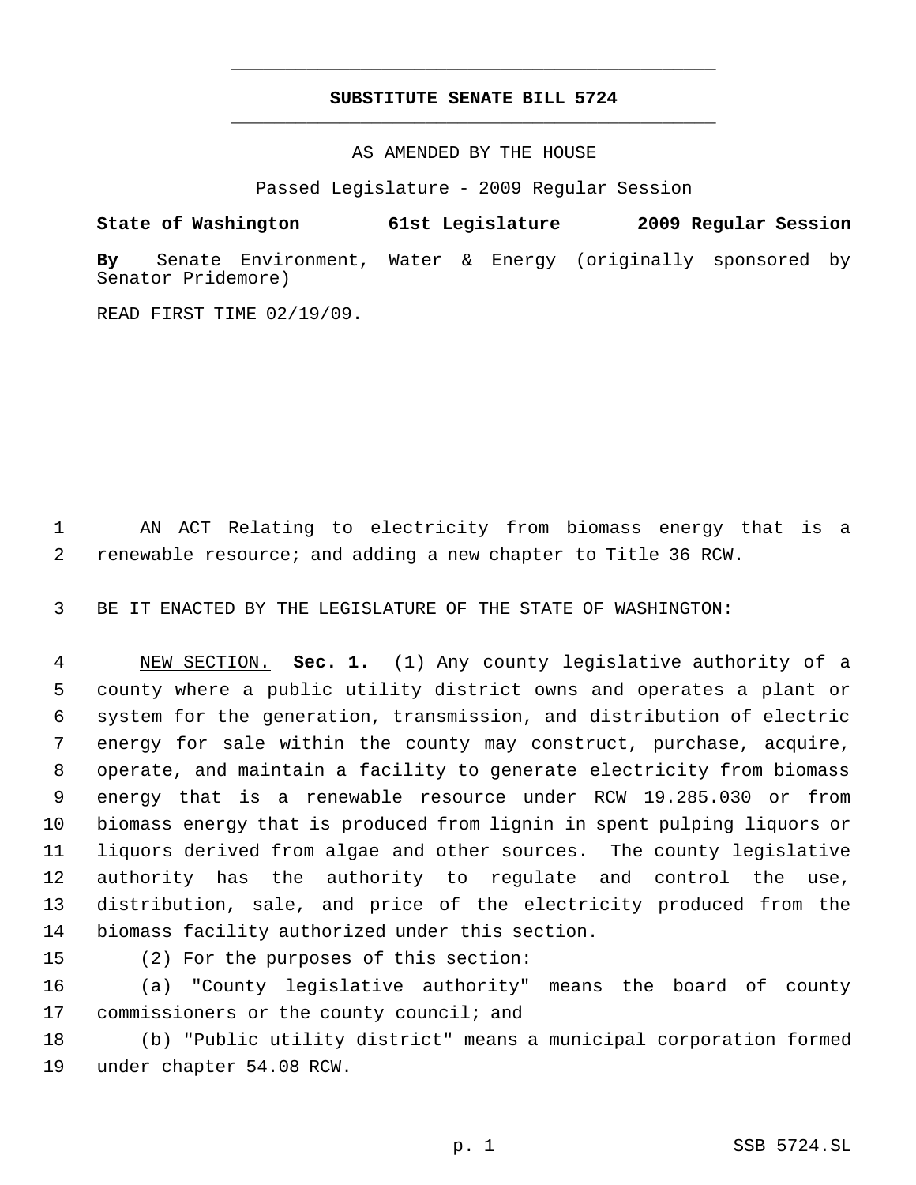# SUBSTITUTE SENATE BILL 5724

AS AMENDED BY THE HOUSE

Passed Legislature - 2009 Regular Session

**State of Washington 61st Legislature 2009 Regular Session**

**By** Senate Environment, Water & Energy (originally sponsored by Senator Pridemore)

READ FIRST TIME 02/19/09.

AN ACT Relating to electricity from biomass energy that is a renewable resource; and adding a new chapter to Title 36 RCW.

BE IT ENACTED BY THE LEGISLATURE OF THE STATE OF WASHINGTON:

NEW SECTION. **Sec. 1.** (1) Any county legislative authority of a county where a public utility district owns and operates a plant or system for the generation, transmission, and distribution of electric energy for sale within the county may construct, purchase, acquire, operate, and maintain a facility to generate electricity from biomass energy that is a renewable resource under RCW 19.285.030 or from biomass energy that is produced from lignin in spent pulping liquors or liquors derived from algae and other sources. The county legislative authority has the authority to regulate and control the use, distribution, sale, and price of the electricity produced from the biomass facility authorized under this section.

(2) For the purposes of this section:

(a) "County legislative authority" means the board of county commissioners or the county council; and

(b) "Public utility district" means a municipal corporation formed under chapter 54.08 RCW.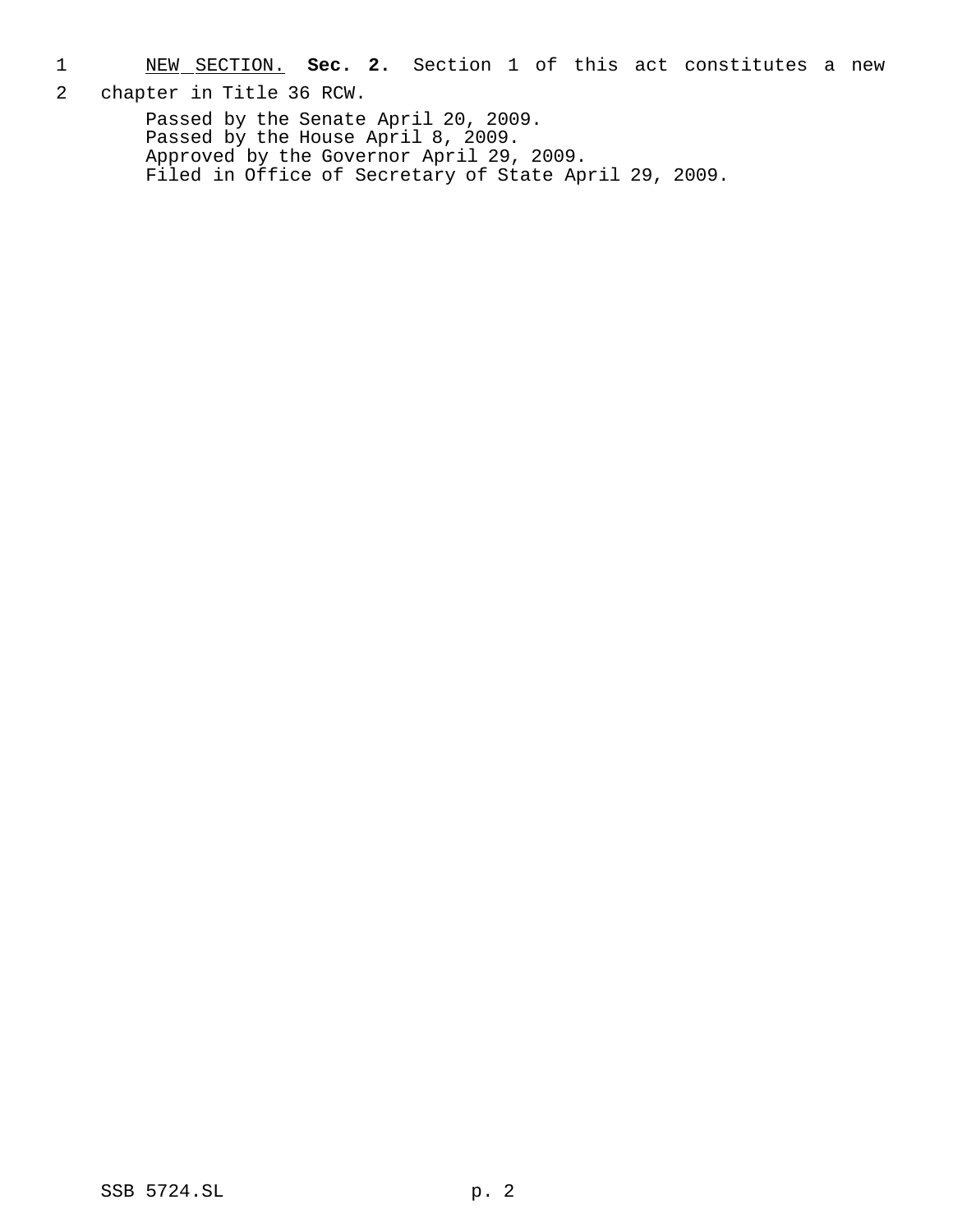NEW SECTION. **Sec. 2.** Section 1 of this act constitutes a new chapter in Title 36 RCW.

Passed by the Senate April 20, 2009.
Passed by the House April 8, 2009.
Approved by the Governor April 29, 2009.
Filed in Office of Secretary of State April 29, 2009.